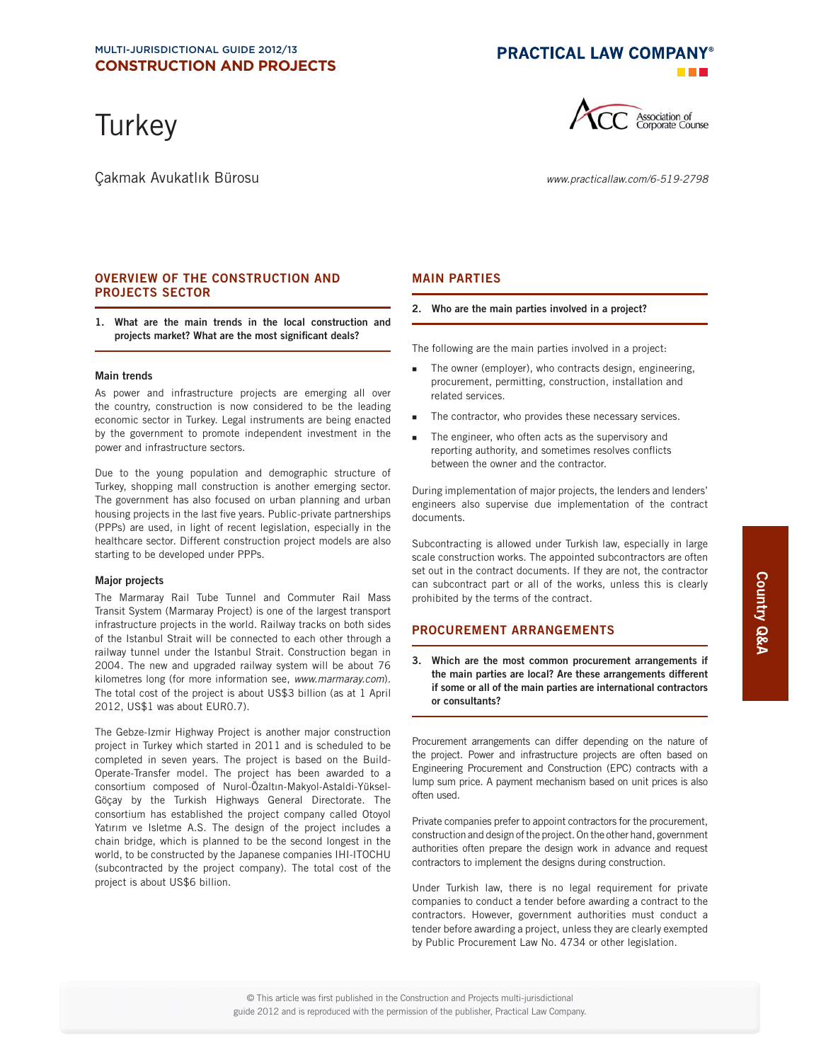MULTI-JURISDICTIONAL GUIDE 2012/13
**CONSTRUCTION AND PROJECTS**

# Turkey

Çakmak Avukatlık Bürosu

*www.practicallaw.com/6-519-2798*

## OVERVIEW OF THE CONSTRUCTION AND PROJECTS SECTOR

**1. What are the main trends in the local construction and projects market? What are the most significant deals?**

### Main trends

As power and infrastructure projects are emerging all over the country, construction is now considered to be the leading economic sector in Turkey. Legal instruments are being enacted by the government to promote independent investment in the power and infrastructure sectors.

Due to the young population and demographic structure of Turkey, shopping mall construction is another emerging sector. The government has also focused on urban planning and urban housing projects in the last five years. Public-private partnerships (PPPs) are used, in light of recent legislation, especially in the healthcare sector. Different construction project models are also starting to be developed under PPPs.

### Major projects

The Marmaray Rail Tube Tunnel and Commuter Rail Mass Transit System (Marmaray Project) is one of the largest transport infrastructure projects in the world. Railway tracks on both sides of the Istanbul Strait will be connected to each other through a railway tunnel under the Istanbul Strait. Construction began in 2004. The new and upgraded railway system will be about 76 kilometres long (for more information see, *www.marmaray.com*). The total cost of the project is about US$3 billion (as at 1 April 2012, US$1 was about EUR0.7).

The Gebze-Izmir Highway Project is another major construction project in Turkey which started in 2011 and is scheduled to be completed in seven years. The project is based on the Build-Operate-Transfer model. The project has been awarded to a consortium composed of Nurol-Özaltın-Makyol-Astaldi-Yüksel-Göçay by the Turkish Highways General Directorate. The consortium has established the project company called Otoyol Yatırım ve Isletme A.S. The design of the project includes a chain bridge, which is planned to be the second longest in the world, to be constructed by the Japanese companies IHI-ITOCHU (subcontracted by the project company). The total cost of the project is about US$6 billion.

## MAIN PARTIES

**2. Who are the main parties involved in a project?**

The following are the main parties involved in a project:

- The owner (employer), who contracts design, engineering, procurement, permitting, construction, installation and related services.
- The contractor, who provides these necessary services.
- The engineer, who often acts as the supervisory and reporting authority, and sometimes resolves conflicts between the owner and the contractor.

During implementation of major projects, the lenders and lenders' engineers also supervise due implementation of the contract documents.

Subcontracting is allowed under Turkish law, especially in large scale construction works. The appointed subcontractors are often set out in the contract documents. If they are not, the contractor can subcontract part or all of the works, unless this is clearly prohibited by the terms of the contract.

## PROCUREMENT ARRANGEMENTS

**3. Which are the most common procurement arrangements if the main parties are local? Are these arrangements different if some or all of the main parties are international contractors or consultants?**

Procurement arrangements can differ depending on the nature of the project. Power and infrastructure projects are often based on Engineering Procurement and Construction (EPC) contracts with a lump sum price. A payment mechanism based on unit prices is also often used.

Private companies prefer to appoint contractors for the procurement, construction and design of the project. On the other hand, government authorities often prepare the design work in advance and request contractors to implement the designs during construction.

Under Turkish law, there is no legal requirement for private companies to conduct a tender before awarding a contract to the contractors. However, government authorities must conduct a tender before awarding a project, unless they are clearly exempted by Public Procurement Law No. 4734 or other legislation.

© This article was first published in the Construction and Projects multi-jurisdictional guide 2012 and is reproduced with the permission of the publisher, Practical Law Company.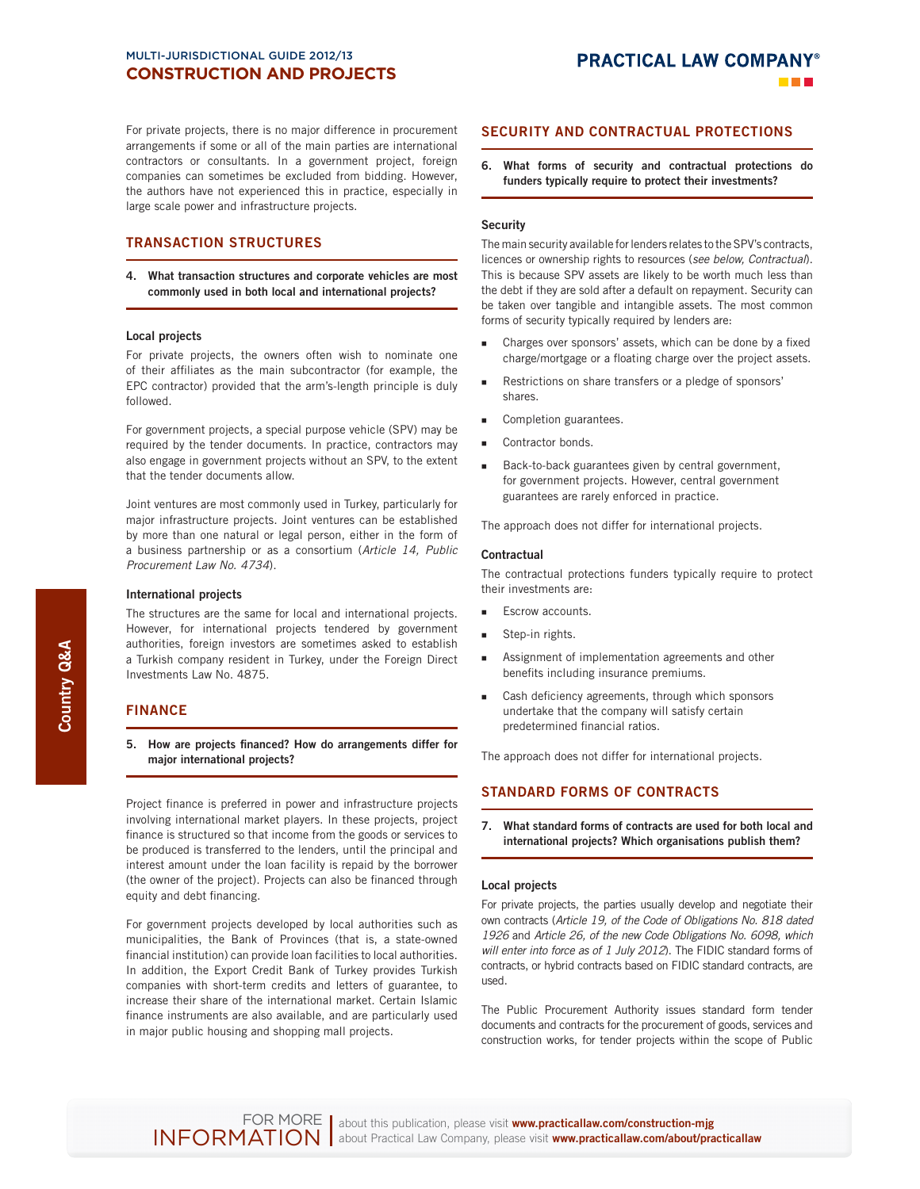For private projects, there is no major difference in procurement arrangements if some or all of the main parties are international contractors or consultants. In a government project, foreign companies can sometimes be excluded from bidding. However, the authors have not experienced this in practice, especially in large scale power and infrastructure projects.

## TRANSACTION STRUCTURES

**4. What transaction structures and corporate vehicles are most commonly used in both local and international projects?**

### Local projects

For private projects, the owners often wish to nominate one of their affiliates as the main subcontractor (for example, the EPC contractor) provided that the arm's-length principle is duly followed.

For government projects, a special purpose vehicle (SPV) may be required by the tender documents. In practice, contractors may also engage in government projects without an SPV, to the extent that the tender documents allow.

Joint ventures are most commonly used in Turkey, particularly for major infrastructure projects. Joint ventures can be established by more than one natural or legal person, either in the form of a business partnership or as a consortium (*Article 14, Public Procurement Law No. 4734*).

### International projects

The structures are the same for local and international projects. However, for international projects tendered by government authorities, foreign investors are sometimes asked to establish a Turkish company resident in Turkey, under the Foreign Direct Investments Law No. 4875.

## FINANCE

**5. How are projects financed? How do arrangements differ for major international projects?**

Project finance is preferred in power and infrastructure projects involving international market players. In these projects, project finance is structured so that income from the goods or services to be produced is transferred to the lenders, until the principal and interest amount under the loan facility is repaid by the borrower (the owner of the project). Projects can also be financed through equity and debt financing.

For government projects developed by local authorities such as municipalities, the Bank of Provinces (that is, a state-owned financial institution) can provide loan facilities to local authorities. In addition, the Export Credit Bank of Turkey provides Turkish companies with short-term credits and letters of guarantee, to increase their share of the international market. Certain Islamic finance instruments are also available, and are particularly used in major public housing and shopping mall projects.

## SECURITY AND CONTRACTUAL PROTECTIONS

**6. What forms of security and contractual protections do funders typically require to protect their investments?**

### Security

The main security available for lenders relates to the SPV's contracts, licences or ownership rights to resources (*see below, Contractual*). This is because SPV assets are likely to be worth much less than the debt if they are sold after a default on repayment. Security can be taken over tangible and intangible assets. The most common forms of security typically required by lenders are:

- Charges over sponsors' assets, which can be done by a fixed charge/mortgage or a floating charge over the project assets.
- Restrictions on share transfers or a pledge of sponsors' shares.
- Completion guarantees.
- Contractor bonds.
- Back-to-back guarantees given by central government, for government projects. However, central government guarantees are rarely enforced in practice.

The approach does not differ for international projects.

### Contractual

The contractual protections funders typically require to protect their investments are:

- Escrow accounts.
- Step-in rights.
- Assignment of implementation agreements and other benefits including insurance premiums.
- Cash deficiency agreements, through which sponsors undertake that the company will satisfy certain predetermined financial ratios.

The approach does not differ for international projects.

## STANDARD FORMS OF CONTRACTS

**7. What standard forms of contracts are used for both local and international projects? Which organisations publish them?**

### Local projects

For private projects, the parties usually develop and negotiate their own contracts (*Article 19, of the Code of Obligations No. 818 dated 1926* and *Article 26, of the new Code Obligations No. 6098, which will enter into force as of 1 July 2012*). The FIDIC standard forms of contracts, or hybrid contracts based on FIDIC standard contracts, are used.

The Public Procurement Authority issues standard form tender documents and contracts for the procurement of goods, services and construction works, for tender projects within the scope of Public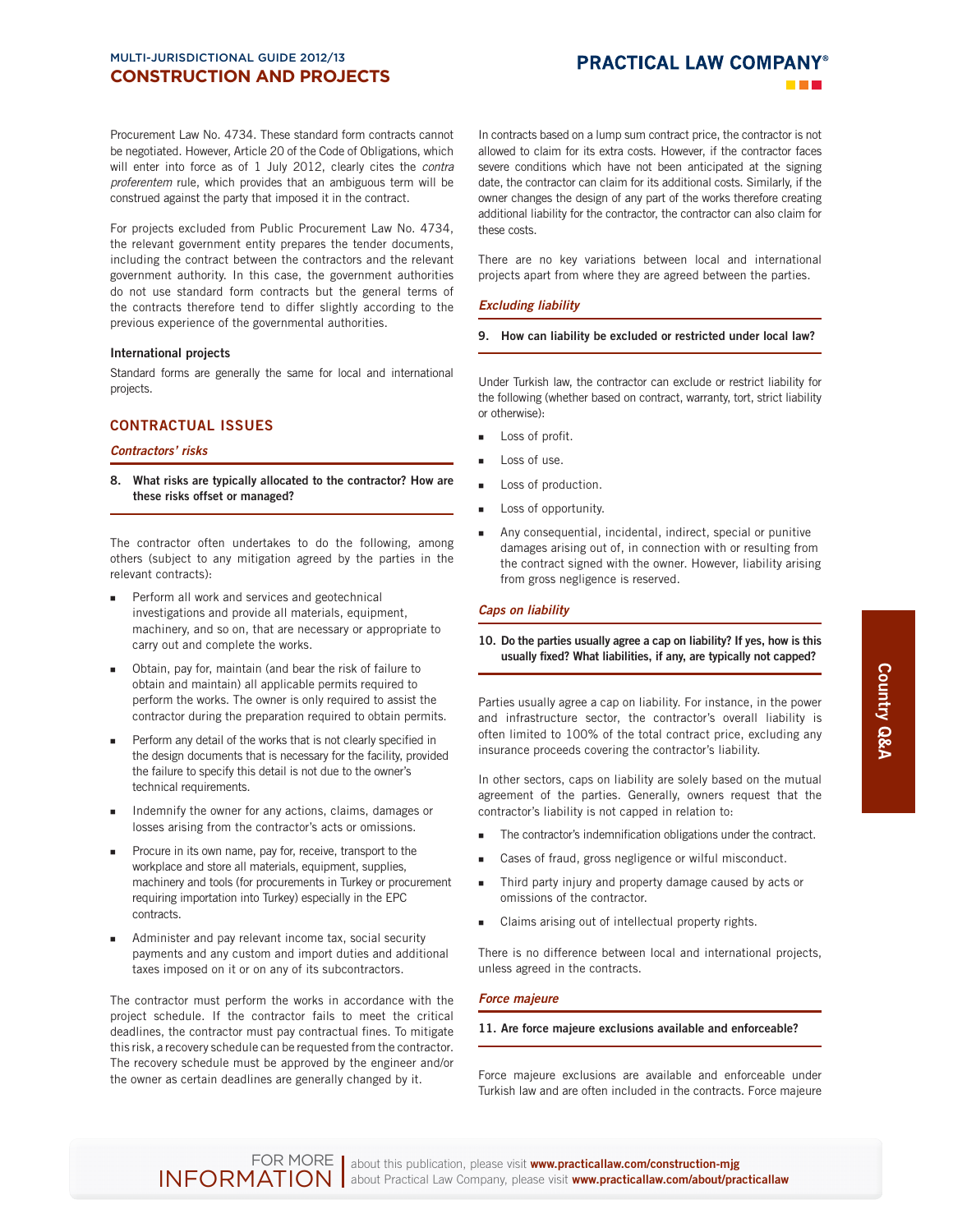Procurement Law No. 4734. These standard form contracts cannot be negotiated. However, Article 20 of the Code of Obligations, which will enter into force as of 1 July 2012, clearly cites the *contra proferentem* rule, which provides that an ambiguous term will be construed against the party that imposed it in the contract.

For projects excluded from Public Procurement Law No. 4734, the relevant government entity prepares the tender documents, including the contract between the contractors and the relevant government authority. In this case, the government authorities do not use standard form contracts but the general terms of the contracts therefore tend to differ slightly according to the previous experience of the governmental authorities.

**International projects**

Standard forms are generally the same for local and international projects.

## CONTRACTUAL ISSUES

### *Contractors' risks*

**8. What risks are typically allocated to the contractor? How are these risks offset or managed?**

The contractor often undertakes to do the following, among others (subject to any mitigation agreed by the parties in the relevant contracts):

- Perform all work and services and geotechnical investigations and provide all materials, equipment, machinery, and so on, that are necessary or appropriate to carry out and complete the works.
- Obtain, pay for, maintain (and bear the risk of failure to obtain and maintain) all applicable permits required to perform the works. The owner is only required to assist the contractor during the preparation required to obtain permits.
- Perform any detail of the works that is not clearly specified in the design documents that is necessary for the facility, provided the failure to specify this detail is not due to the owner's technical requirements.
- Indemnify the owner for any actions, claims, damages or losses arising from the contractor's acts or omissions.
- Procure in its own name, pay for, receive, transport to the workplace and store all materials, equipment, supplies, machinery and tools (for procurements in Turkey or procurement requiring importation into Turkey) especially in the EPC contracts.
- Administer and pay relevant income tax, social security payments and any custom and import duties and additional taxes imposed on it or on any of its subcontractors.

The contractor must perform the works in accordance with the project schedule. If the contractor fails to meet the critical deadlines, the contractor must pay contractual fines. To mitigate this risk, a recovery schedule can be requested from the contractor. The recovery schedule must be approved by the engineer and/or the owner as certain deadlines are generally changed by it.

In contracts based on a lump sum contract price, the contractor is not allowed to claim for its extra costs. However, if the contractor faces severe conditions which have not been anticipated at the signing date, the contractor can claim for its additional costs. Similarly, if the owner changes the design of any part of the works therefore creating additional liability for the contractor, the contractor can also claim for these costs.

There are no key variations between local and international projects apart from where they are agreed between the parties.

### *Excluding liability*

**9. How can liability be excluded or restricted under local law?**

Under Turkish law, the contractor can exclude or restrict liability for the following (whether based on contract, warranty, tort, strict liability or otherwise):

- Loss of profit.
- Loss of use.
- Loss of production.
- Loss of opportunity.
- Any consequential, incidental, indirect, special or punitive damages arising out of, in connection with or resulting from the contract signed with the owner. However, liability arising from gross negligence is reserved.

### *Caps on liability*

**10. Do the parties usually agree a cap on liability? If yes, how is this usually fixed? What liabilities, if any, are typically not capped?**

Parties usually agree a cap on liability. For instance, in the power and infrastructure sector, the contractor's overall liability is often limited to 100% of the total contract price, excluding any insurance proceeds covering the contractor's liability.

In other sectors, caps on liability are solely based on the mutual agreement of the parties. Generally, owners request that the contractor's liability is not capped in relation to:

- The contractor's indemnification obligations under the contract.
- Cases of fraud, gross negligence or wilful misconduct.
- Third party injury and property damage caused by acts or omissions of the contractor.
- Claims arising out of intellectual property rights.

There is no difference between local and international projects, unless agreed in the contracts.

### *Force majeure*

**11. Are force majeure exclusions available and enforceable?**

Force majeure exclusions are available and enforceable under Turkish law and are often included in the contracts. Force majeure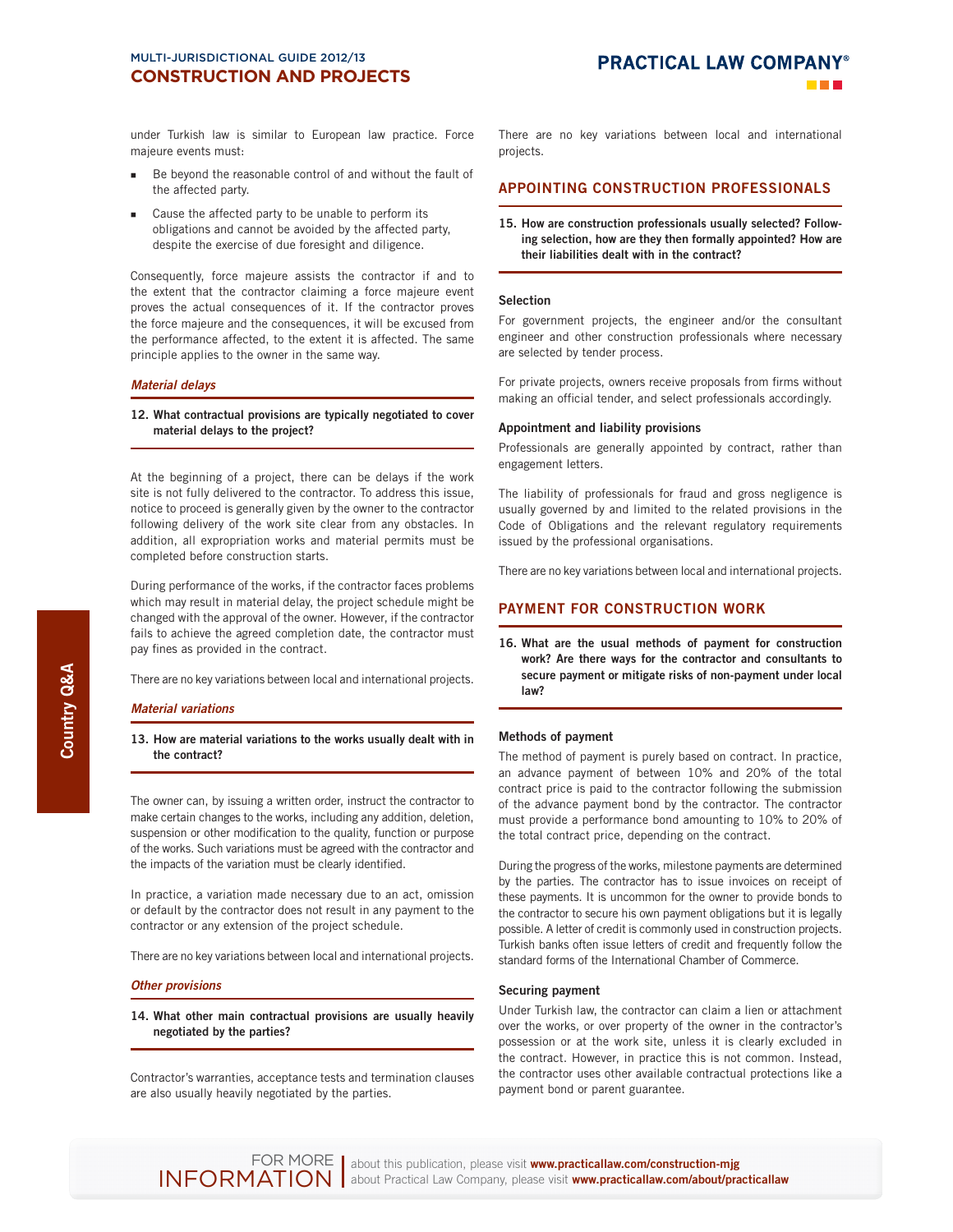under Turkish law is similar to European law practice. Force majeure events must:

- Be beyond the reasonable control of and without the fault of the affected party.
- Cause the affected party to be unable to perform its obligations and cannot be avoided by the affected party, despite the exercise of due foresight and diligence.

Consequently, force majeure assists the contractor if and to the extent that the contractor claiming a force majeure event proves the actual consequences of it. If the contractor proves the force majeure and the consequences, it will be excused from the performance affected, to the extent it is affected. The same principle applies to the owner in the same way.

### *Material delays*

**12. What contractual provisions are typically negotiated to cover material delays to the project?**

At the beginning of a project, there can be delays if the work site is not fully delivered to the contractor. To address this issue, notice to proceed is generally given by the owner to the contractor following delivery of the work site clear from any obstacles. In addition, all expropriation works and material permits must be completed before construction starts.

During performance of the works, if the contractor faces problems which may result in material delay, the project schedule might be changed with the approval of the owner. However, if the contractor fails to achieve the agreed completion date, the contractor must pay fines as provided in the contract.

There are no key variations between local and international projects.

### *Material variations*

**13. How are material variations to the works usually dealt with in the contract?**

The owner can, by issuing a written order, instruct the contractor to make certain changes to the works, including any addition, deletion, suspension or other modification to the quality, function or purpose of the works. Such variations must be agreed with the contractor and the impacts of the variation must be clearly identified.

In practice, a variation made necessary due to an act, omission or default by the contractor does not result in any payment to the contractor or any extension of the project schedule.

There are no key variations between local and international projects.

### *Other provisions*

**14. What other main contractual provisions are usually heavily negotiated by the parties?**

Contractor's warranties, acceptance tests and termination clauses are also usually heavily negotiated by the parties.

There are no key variations between local and international projects.

## APPOINTING CONSTRUCTION PROFESSIONALS

**15. How are construction professionals usually selected? Following selection, how are they then formally appointed? How are their liabilities dealt with in the contract?**

### Selection

For government projects, the engineer and/or the consultant engineer and other construction professionals where necessary are selected by tender process.

For private projects, owners receive proposals from firms without making an official tender, and select professionals accordingly.

### Appointment and liability provisions

Professionals are generally appointed by contract, rather than engagement letters.

The liability of professionals for fraud and gross negligence is usually governed by and limited to the related provisions in the Code of Obligations and the relevant regulatory requirements issued by the professional organisations.

There are no key variations between local and international projects.

## PAYMENT FOR CONSTRUCTION WORK

**16. What are the usual methods of payment for construction work? Are there ways for the contractor and consultants to secure payment or mitigate risks of non-payment under local law?**

### Methods of payment

The method of payment is purely based on contract. In practice, an advance payment of between 10% and 20% of the total contract price is paid to the contractor following the submission of the advance payment bond by the contractor. The contractor must provide a performance bond amounting to 10% to 20% of the total contract price, depending on the contract.

During the progress of the works, milestone payments are determined by the parties. The contractor has to issue invoices on receipt of these payments. It is uncommon for the owner to provide bonds to the contractor to secure his own payment obligations but it is legally possible. A letter of credit is commonly used in construction projects. Turkish banks often issue letters of credit and frequently follow the standard forms of the International Chamber of Commerce.

### Securing payment

Under Turkish law, the contractor can claim a lien or attachment over the works, or over property of the owner in the contractor's possession or at the work site, unless it is clearly excluded in the contract. However, in practice this is not common. Instead, the contractor uses other available contractual protections like a payment bond or parent guarantee.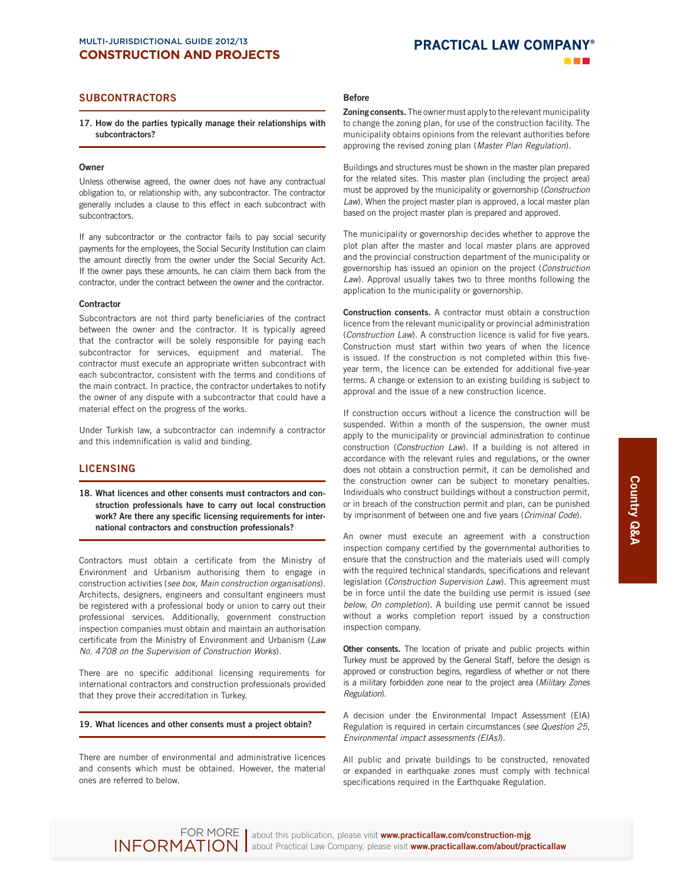## SUBCONTRACTORS

**17. How do the parties typically manage their relationships with subcontractors?**

### Owner

Unless otherwise agreed, the owner does not have any contractual obligation to, or relationship with, any subcontractor. The contractor generally includes a clause to this effect in each subcontract with subcontractors.

If any subcontractor or the contractor fails to pay social security payments for the employees, the Social Security Institution can claim the amount directly from the owner under the Social Security Act. If the owner pays these amounts, he can claim them back from the contractor, under the contract between the owner and the contractor.

### Contractor

Subcontractors are not third party beneficiaries of the contract between the owner and the contractor. It is typically agreed that the contractor will be solely responsible for paying each subcontractor for services, equipment and material. The contractor must execute an appropriate written subcontract with each subcontractor, consistent with the terms and conditions of the main contract. In practice, the contractor undertakes to notify the owner of any dispute with a subcontractor that could have a material effect on the progress of the works.

Under Turkish law, a subcontractor can indemnify a contractor and this indemnification is valid and binding.

## LICENSING

**18. What licences and other consents must contractors and construction professionals have to carry out local construction work? Are there any specific licensing requirements for international contractors and construction professionals?**

Contractors must obtain a certificate from the Ministry of Environment and Urbanism authorising them to engage in construction activities (*see box, Main construction organisations*). Architects, designers, engineers and consultant engineers must be registered with a professional body or union to carry out their professional services. Additionally, government construction inspection companies must obtain and maintain an authorisation certificate from the Ministry of Environment and Urbanism (*Law No. 4708 on the Supervision of Construction Works*).

There are no specific additional licensing requirements for international contractors and construction professionals provided that they prove their accreditation in Turkey.

**19. What licences and other consents must a project obtain?**

There are number of environmental and administrative licences and consents which must be obtained. However, the material ones are referred to below.

### Before

**Zoning consents.** The owner must apply to the relevant municipality to change the zoning plan, for use of the construction facility. The municipality obtains opinions from the relevant authorities before approving the revised zoning plan (*Master Plan Regulation*).

Buildings and structures must be shown in the master plan prepared for the related sites. This master plan (including the project area) must be approved by the municipality or governorship (*Construction Law*). When the project master plan is approved, a local master plan based on the project master plan is prepared and approved.

The municipality or governorship decides whether to approve the plot plan after the master and local master plans are approved and the provincial construction department of the municipality or governorship has issued an opinion on the project (*Construction Law*). Approval usually takes two to three months following the application to the municipality or governorship.

**Construction consents.** A contractor must obtain a construction licence from the relevant municipality or provincial administration (*Construction Law*). A construction licence is valid for five years. Construction must start within two years of when the licence is issued. If the construction is not completed within this five-year term, the licence can be extended for additional five-year terms. A change or extension to an existing building is subject to approval and the issue of a new construction licence.

If construction occurs without a licence the construction will be suspended. Within a month of the suspension, the owner must apply to the municipality or provincial administration to continue construction (*Construction Law*). If a building is not altered in accordance with the relevant rules and regulations, or the owner does not obtain a construction permit, it can be demolished and the construction owner can be subject to monetary penalties. Individuals who construct buildings without a construction permit, or in breach of the construction permit and plan, can be punished by imprisonment of between one and five years (*Criminal Code*).

An owner must execute an agreement with a construction inspection company certified by the governmental authorities to ensure that the construction and the materials used will comply with the required technical standards, specifications and relevant legislation (*Construction Supervision Law*). This agreement must be in force until the date the building use permit is issued (*see below, On completion*). A building use permit cannot be issued without a works completion report issued by a construction inspection company.

**Other consents.** The location of private and public projects within Turkey must be approved by the General Staff, before the design is approved or construction begins, regardless of whether or not there is a military forbidden zone near to the project area (*Military Zones Regulation*).

A decision under the Environmental Impact Assessment (EIA) Regulation is required in certain circumstances (*see Question 25, Environmental impact assessments (EIAs)*).

All public and private buildings to be constructed, renovated or expanded in earthquake zones must comply with technical specifications required in the Earthquake Regulation.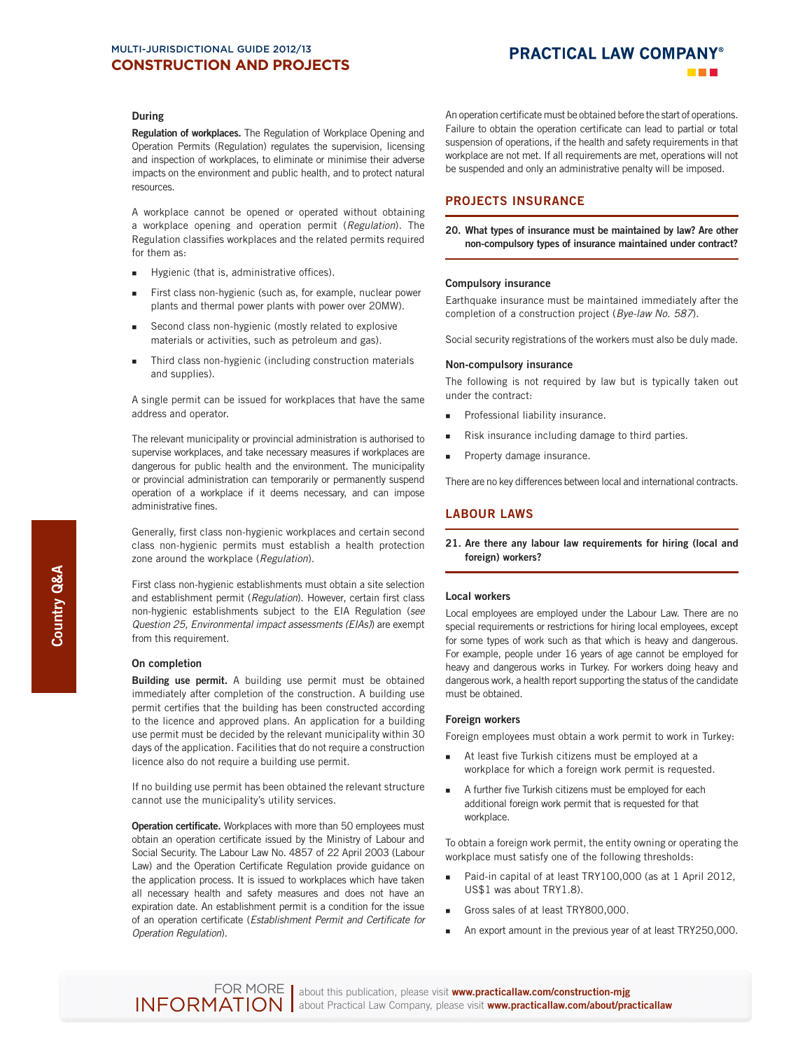### During

**Regulation of workplaces.** The Regulation of Workplace Opening and Operation Permits (Regulation) regulates the supervision, licensing and inspection of workplaces, to eliminate or minimise their adverse impacts on the environment and public health, and to protect natural resources.

A workplace cannot be opened or operated without obtaining a workplace opening and operation permit (*Regulation*). The Regulation classifies workplaces and the related permits required for them as:

- Hygienic (that is, administrative offices).
- First class non-hygienic (such as, for example, nuclear power plants and thermal power plants with power over 20MW).
- Second class non-hygienic (mostly related to explosive materials or activities, such as petroleum and gas).
- Third class non-hygienic (including construction materials and supplies).

A single permit can be issued for workplaces that have the same address and operator.

The relevant municipality or provincial administration is authorised to supervise workplaces, and take necessary measures if workplaces are dangerous for public health and the environment. The municipality or provincial administration can temporarily or permanently suspend operation of a workplace if it deems necessary, and can impose administrative fines.

Generally, first class non-hygienic workplaces and certain second class non-hygienic permits must establish a health protection zone around the workplace (*Regulation*).

First class non-hygienic establishments must obtain a site selection and establishment permit (*Regulation*). However, certain first class non-hygienic establishments subject to the EIA Regulation (*see Question 25, Environmental impact assessments (EIAs)*) are exempt from this requirement.

### On completion

**Building use permit.** A building use permit must be obtained immediately after completion of the construction. A building use permit certifies that the building has been constructed according to the licence and approved plans. An application for a building use permit must be decided by the relevant municipality within 30 days of the application. Facilities that do not require a construction licence also do not require a building use permit.

If no building use permit has been obtained the relevant structure cannot use the municipality's utility services.

**Operation certificate.** Workplaces with more than 50 employees must obtain an operation certificate issued by the Ministry of Labour and Social Security. The Labour Law No. 4857 of 22 April 2003 (Labour Law) and the Operation Certificate Regulation provide guidance on the application process. It is issued to workplaces which have taken all necessary health and safety measures and does not have an expiration date. An establishment permit is a condition for the issue of an operation certificate (*Establishment Permit and Certificate for Operation Regulation*).

An operation certificate must be obtained before the start of operations. Failure to obtain the operation certificate can lead to partial or total suspension of operations, if the health and safety requirements in that workplace are not met. If all requirements are met, operations will not be suspended and only an administrative penalty will be imposed.

## PROJECTS INSURANCE

**20. What types of insurance must be maintained by law? Are other non-compulsory types of insurance maintained under contract?**

### Compulsory insurance

Earthquake insurance must be maintained immediately after the completion of a construction project (*Bye-law No. 587*).

Social security registrations of the workers must also be duly made.

### Non-compulsory insurance

The following is not required by law but is typically taken out under the contract:

- Professional liability insurance.
- Risk insurance including damage to third parties.
- Property damage insurance.

There are no key differences between local and international contracts.

## LABOUR LAWS

**21. Are there any labour law requirements for hiring (local and foreign) workers?**

### Local workers

Local employees are employed under the Labour Law. There are no special requirements or restrictions for hiring local employees, except for some types of work such as that which is heavy and dangerous. For example, people under 16 years of age cannot be employed for heavy and dangerous works in Turkey. For workers doing heavy and dangerous work, a health report supporting the status of the candidate must be obtained.

### Foreign workers

Foreign employees must obtain a work permit to work in Turkey:

- At least five Turkish citizens must be employed at a workplace for which a foreign work permit is requested.
- A further five Turkish citizens must be employed for each additional foreign work permit that is requested for that workplace.

To obtain a foreign work permit, the entity owning or operating the workplace must satisfy one of the following thresholds:

- Paid-in capital of at least TRY100,000 (as at 1 April 2012, US$1 was about TRY1.8).
- Gross sales of at least TRY800,000.
- An export amount in the previous year of at least TRY250,000.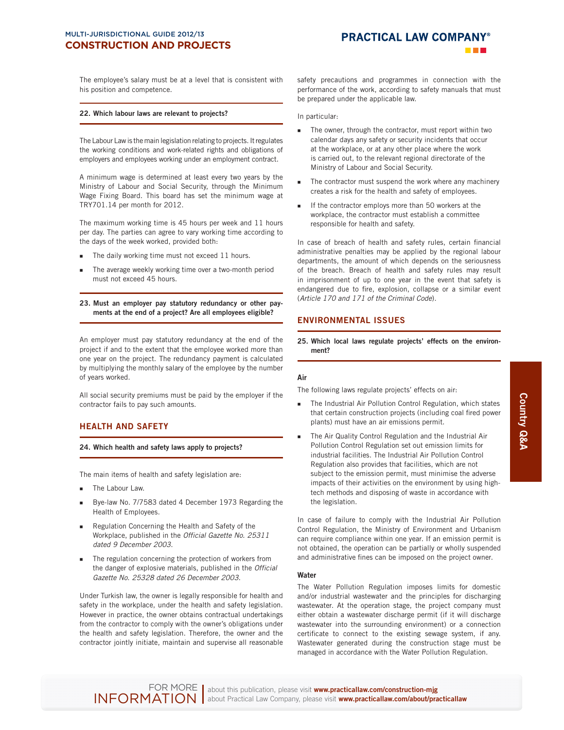The employee's salary must be at a level that is consistent with his position and competence.

**22. Which labour laws are relevant to projects?**

The Labour Law is the main legislation relating to projects. It regulates the working conditions and work-related rights and obligations of employers and employees working under an employment contract.

A minimum wage is determined at least every two years by the Ministry of Labour and Social Security, through the Minimum Wage Fixing Board. This board has set the minimum wage at TRY701.14 per month for 2012.

The maximum working time is 45 hours per week and 11 hours per day. The parties can agree to vary working time according to the days of the week worked, provided both:

- The daily working time must not exceed 11 hours.
- The average weekly working time over a two-month period must not exceed 45 hours.

**23. Must an employer pay statutory redundancy or other payments at the end of a project? Are all employees eligible?**

An employer must pay statutory redundancy at the end of the project if and to the extent that the employee worked more than one year on the project. The redundancy payment is calculated by multiplying the monthly salary of the employee by the number of years worked.

All social security premiums must be paid by the employer if the contractor fails to pay such amounts.

## HEALTH AND SAFETY

**24. Which health and safety laws apply to projects?**

The main items of health and safety legislation are:

- The Labour Law.
- Bye-law No. 7/7583 dated 4 December 1973 Regarding the Health of Employees.
- Regulation Concerning the Health and Safety of the Workplace, published in the *Official Gazette No. 25311 dated 9 December 2003*.
- The regulation concerning the protection of workers from the danger of explosive materials, published in the *Official Gazette No. 25328 dated 26 December 2003*.

Under Turkish law, the owner is legally responsible for health and safety in the workplace, under the health and safety legislation. However in practice, the owner obtains contractual undertakings from the contractor to comply with the owner's obligations under the health and safety legislation. Therefore, the owner and the contractor jointly initiate, maintain and supervise all reasonable safety precautions and programmes in connection with the performance of the work, according to safety manuals that must be prepared under the applicable law.

In particular:

- The owner, through the contractor, must report within two calendar days any safety or security incidents that occur at the workplace, or at any other place where the work is carried out, to the relevant regional directorate of the Ministry of Labour and Social Security.
- The contractor must suspend the work where any machinery creates a risk for the health and safety of employees.
- If the contractor employs more than 50 workers at the workplace, the contractor must establish a committee responsible for health and safety.

In case of breach of health and safety rules, certain financial administrative penalties may be applied by the regional labour departments, the amount of which depends on the seriousness of the breach. Breach of health and safety rules may result in imprisonment of up to one year in the event that safety is endangered due to fire, explosion, collapse or a similar event (*Article 170 and 171 of the Criminal Code*).

## ENVIRONMENTAL ISSUES

**25. Which local laws regulate projects' effects on the environment?**

**Air**

The following laws regulate projects' effects on air:

- The Industrial Air Pollution Control Regulation, which states that certain construction projects (including coal fired power plants) must have an air emissions permit.
- The Air Quality Control Regulation and the Industrial Air Pollution Control Regulation set out emission limits for industrial facilities. The Industrial Air Pollution Control Regulation also provides that facilities, which are not subject to the emission permit, must minimise the adverse impacts of their activities on the environment by using high-tech methods and disposing of waste in accordance with the legislation.

In case of failure to comply with the Industrial Air Pollution Control Regulation, the Ministry of Environment and Urbanism can require compliance within one year. If an emission permit is not obtained, the operation can be partially or wholly suspended and administrative fines can be imposed on the project owner.

**Water**

The Water Pollution Regulation imposes limits for domestic and/or industrial wastewater and the principles for discharging wastewater. At the operation stage, the project company must either obtain a wastewater discharge permit (if it will discharge wastewater into the surrounding environment) or a connection certificate to connect to the existing sewage system, if any. Wastewater generated during the construction stage must be managed in accordance with the Water Pollution Regulation.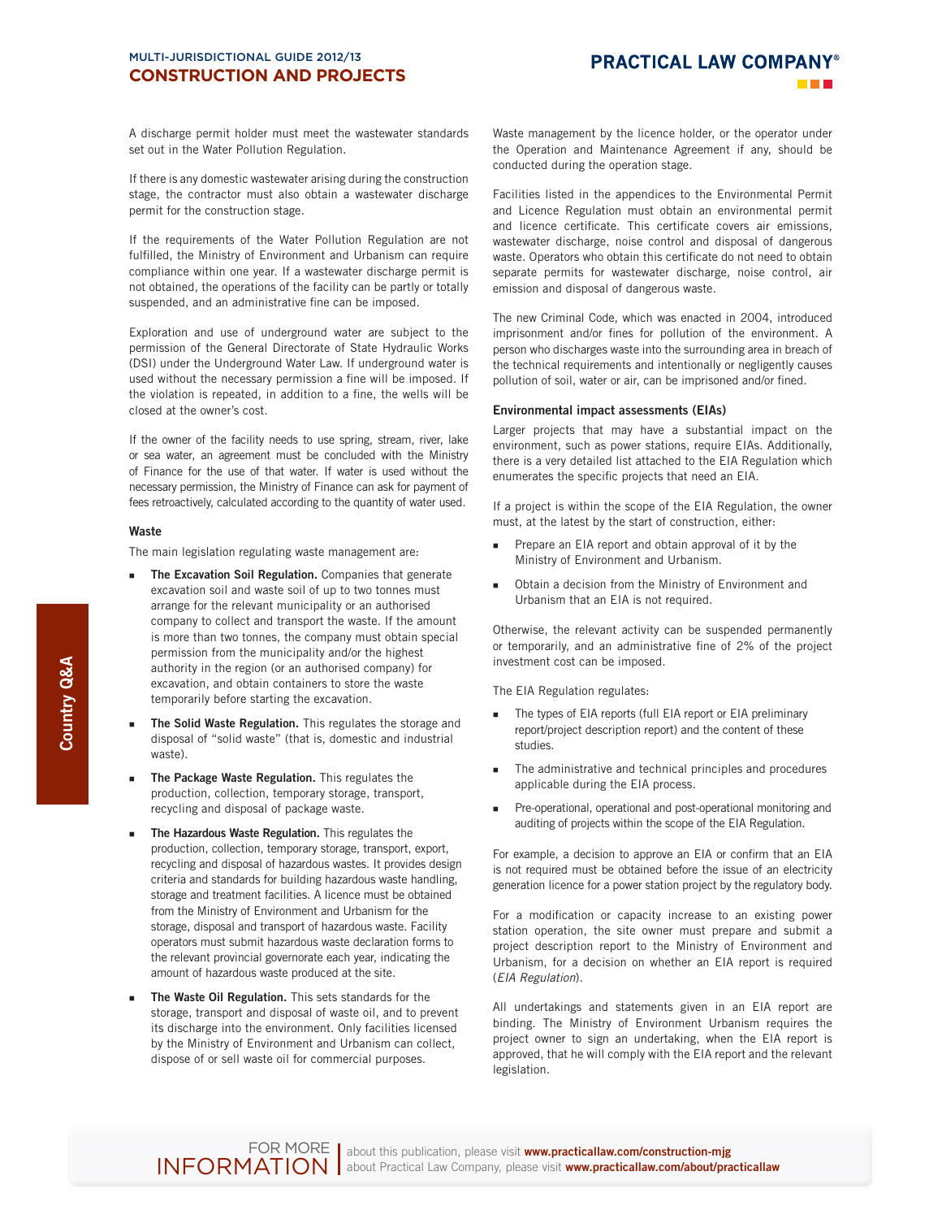A discharge permit holder must meet the wastewater standards set out in the Water Pollution Regulation.

If there is any domestic wastewater arising during the construction stage, the contractor must also obtain a wastewater discharge permit for the construction stage.

If the requirements of the Water Pollution Regulation are not fulfilled, the Ministry of Environment and Urbanism can require compliance within one year. If a wastewater discharge permit is not obtained, the operations of the facility can be partly or totally suspended, and an administrative fine can be imposed.

Exploration and use of underground water are subject to the permission of the General Directorate of State Hydraulic Works (DSI) under the Underground Water Law. If underground water is used without the necessary permission a fine will be imposed. If the violation is repeated, in addition to a fine, the wells will be closed at the owner's cost.

If the owner of the facility needs to use spring, stream, river, lake or sea water, an agreement must be concluded with the Ministry of Finance for the use of that water. If water is used without the necessary permission, the Ministry of Finance can ask for payment of fees retroactively, calculated according to the quantity of water used.

#### Waste

The main legislation regulating waste management are:

- **The Excavation Soil Regulation.** Companies that generate excavation soil and waste soil of up to two tonnes must arrange for the relevant municipality or an authorised company to collect and transport the waste. If the amount is more than two tonnes, the company must obtain special permission from the municipality and/or the highest authority in the region (or an authorised company) for excavation, and obtain containers to store the waste temporarily before starting the excavation.
- **The Solid Waste Regulation.** This regulates the storage and disposal of "solid waste" (that is, domestic and industrial waste).
- **The Package Waste Regulation.** This regulates the production, collection, temporary storage, transport, recycling and disposal of package waste.
- **The Hazardous Waste Regulation.** This regulates the production, collection, temporary storage, transport, export, recycling and disposal of hazardous wastes. It provides design criteria and standards for building hazardous waste handling, storage and treatment facilities. A licence must be obtained from the Ministry of Environment and Urbanism for the storage, disposal and transport of hazardous waste. Facility operators must submit hazardous waste declaration forms to the relevant provincial governorate each year, indicating the amount of hazardous waste produced at the site.
- **The Waste Oil Regulation.** This sets standards for the storage, transport and disposal of waste oil, and to prevent its discharge into the environment. Only facilities licensed by the Ministry of Environment and Urbanism can collect, dispose of or sell waste oil for commercial purposes.

Waste management by the licence holder, or the operator under the Operation and Maintenance Agreement if any, should be conducted during the operation stage.

Facilities listed in the appendices to the Environmental Permit and Licence Regulation must obtain an environmental permit and licence certificate. This certificate covers air emissions, wastewater discharge, noise control and disposal of dangerous waste. Operators who obtain this certificate do not need to obtain separate permits for wastewater discharge, noise control, air emission and disposal of dangerous waste.

The new Criminal Code, which was enacted in 2004, introduced imprisonment and/or fines for pollution of the environment. A person who discharges waste into the surrounding area in breach of the technical requirements and intentionally or negligently causes pollution of soil, water or air, can be imprisoned and/or fined.

#### Environmental impact assessments (EIAs)

Larger projects that may have a substantial impact on the environment, such as power stations, require EIAs. Additionally, there is a very detailed list attached to the EIA Regulation which enumerates the specific projects that need an EIA.

If a project is within the scope of the EIA Regulation, the owner must, at the latest by the start of construction, either:

- Prepare an EIA report and obtain approval of it by the Ministry of Environment and Urbanism.
- Obtain a decision from the Ministry of Environment and Urbanism that an EIA is not required.

Otherwise, the relevant activity can be suspended permanently or temporarily, and an administrative fine of 2% of the project investment cost can be imposed.

The EIA Regulation regulates:

- The types of EIA reports (full EIA report or EIA preliminary report/project description report) and the content of these studies.
- The administrative and technical principles and procedures applicable during the EIA process.
- Pre-operational, operational and post-operational monitoring and auditing of projects within the scope of the EIA Regulation.

For example, a decision to approve an EIA or confirm that an EIA is not required must be obtained before the issue of an electricity generation licence for a power station project by the regulatory body.

For a modification or capacity increase to an existing power station operation, the site owner must prepare and submit a project description report to the Ministry of Environment and Urbanism, for a decision on whether an EIA report is required (*EIA Regulation*).

All undertakings and statements given in an EIA report are binding. The Ministry of Environment Urbanism requires the project owner to sign an undertaking, when the EIA report is approved, that he will comply with the EIA report and the relevant legislation.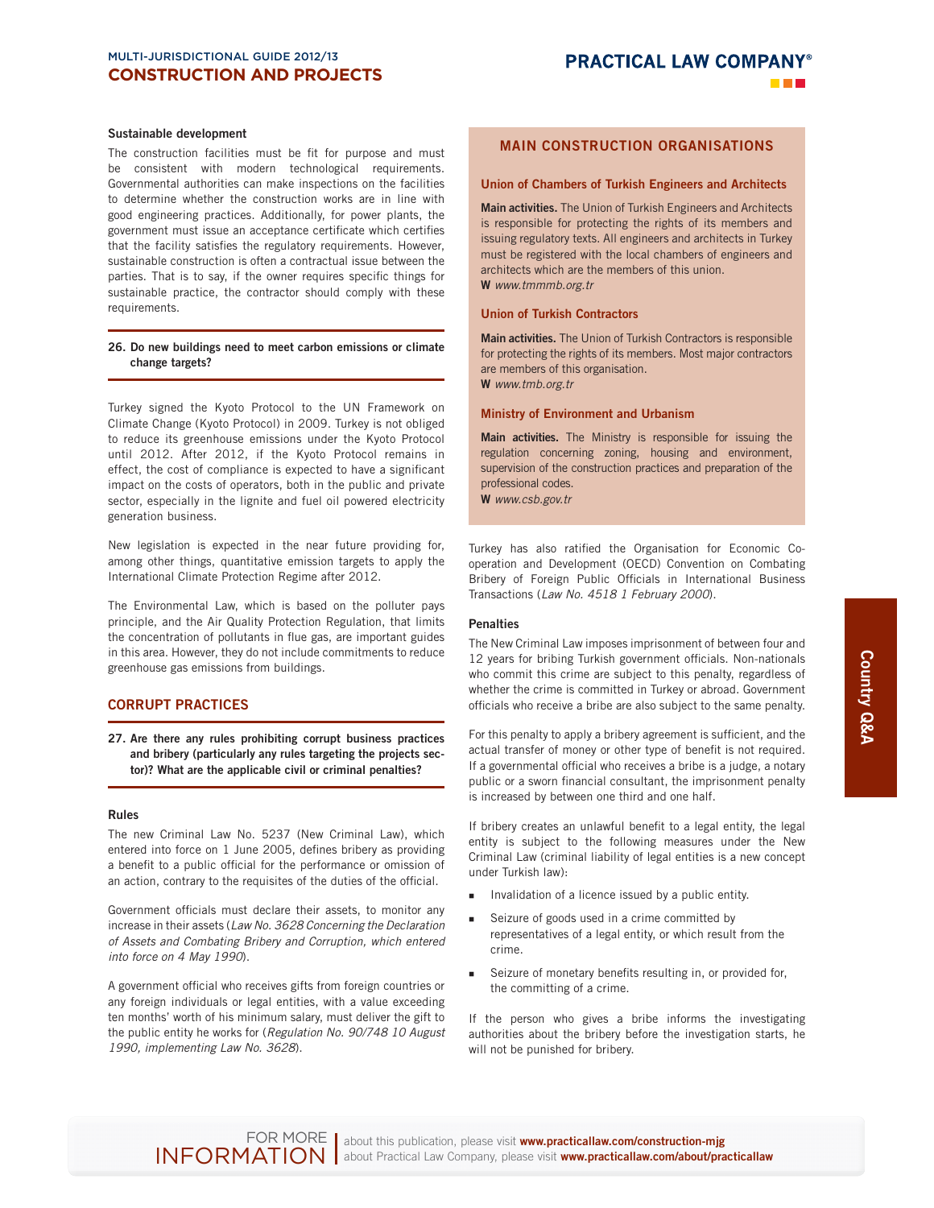### Sustainable development

The construction facilities must be fit for purpose and must be consistent with modern technological requirements. Governmental authorities can make inspections on the facilities to determine whether the construction works are in line with good engineering practices. Additionally, for power plants, the government must issue an acceptance certificate which certifies that the facility satisfies the regulatory requirements. However, sustainable construction is often a contractual issue between the parties. That is to say, if the owner requires specific things for sustainable practice, the contractor should comply with these requirements.

**26. Do new buildings need to meet carbon emissions or climate change targets?**

Turkey signed the Kyoto Protocol to the UN Framework on Climate Change (Kyoto Protocol) in 2009. Turkey is not obliged to reduce its greenhouse emissions under the Kyoto Protocol until 2012. After 2012, if the Kyoto Protocol remains in effect, the cost of compliance is expected to have a significant impact on the costs of operators, both in the public and private sector, especially in the lignite and fuel oil powered electricity generation business.

New legislation is expected in the near future providing for, among other things, quantitative emission targets to apply the International Climate Protection Regime after 2012.

The Environmental Law, which is based on the polluter pays principle, and the Air Quality Protection Regulation, that limits the concentration of pollutants in flue gas, are important guides in this area. However, they do not include commitments to reduce greenhouse gas emissions from buildings.

## CORRUPT PRACTICES

**27. Are there any rules prohibiting corrupt business practices and bribery (particularly any rules targeting the projects sector)? What are the applicable civil or criminal penalties?**

### Rules

The new Criminal Law No. 5237 (New Criminal Law), which entered into force on 1 June 2005, defines bribery as providing a benefit to a public official for the performance or omission of an action, contrary to the requisites of the duties of the official.

Government officials must declare their assets, to monitor any increase in their assets (*Law No. 3628 Concerning the Declaration of Assets and Combating Bribery and Corruption, which entered into force on 4 May 1990*).

A government official who receives gifts from foreign countries or any foreign individuals or legal entities, with a value exceeding ten months' worth of his minimum salary, must deliver the gift to the public entity he works for (*Regulation No. 90/748 10 August 1990, implementing Law No. 3628*).

Turkey has also ratified the Organisation for Economic Co-operation and Development (OECD) Convention on Combating Bribery of Foreign Public Officials in International Business Transactions (*Law No. 4518 1 February 2000*).

### Penalties

The New Criminal Law imposes imprisonment of between four and 12 years for bribing Turkish government officials. Non-nationals who commit this crime are subject to this penalty, regardless of whether the crime is committed in Turkey or abroad. Government officials who receive a bribe are also subject to the same penalty.

For this penalty to apply a bribery agreement is sufficient, and the actual transfer of money or other type of benefit is not required. If a governmental official who receives a bribe is a judge, a notary public or a sworn financial consultant, the imprisonment penalty is increased by between one third and one half.

If bribery creates an unlawful benefit to a legal entity, the legal entity is subject to the following measures under the New Criminal Law (criminal liability of legal entities is a new concept under Turkish law):

- Invalidation of a licence issued by a public entity.
- Seizure of goods used in a crime committed by representatives of a legal entity, or which result from the crime.
- Seizure of monetary benefits resulting in, or provided for, the committing of a crime.

If the person who gives a bribe informs the investigating authorities about the bribery before the investigation starts, he will not be punished for bribery.

## MAIN CONSTRUCTION ORGANISATIONS

### Union of Chambers of Turkish Engineers and Architects

**Main activities.** The Union of Turkish Engineers and Architects is responsible for protecting the rights of its members and issuing regulatory texts. All engineers and architects in Turkey must be registered with the local chambers of engineers and architects which are the members of this union.
**W** *www.tmmmb.org.tr*

### Union of Turkish Contractors

**Main activities.** The Union of Turkish Contractors is responsible for protecting the rights of its members. Most major contractors are members of this organisation.
**W** *www.tmb.org.tr*

### Ministry of Environment and Urbanism

**Main activities.** The Ministry is responsible for issuing the regulation concerning zoning, housing and environment, supervision of the construction practices and preparation of the professional codes.
**W** *www.csb.gov.tr*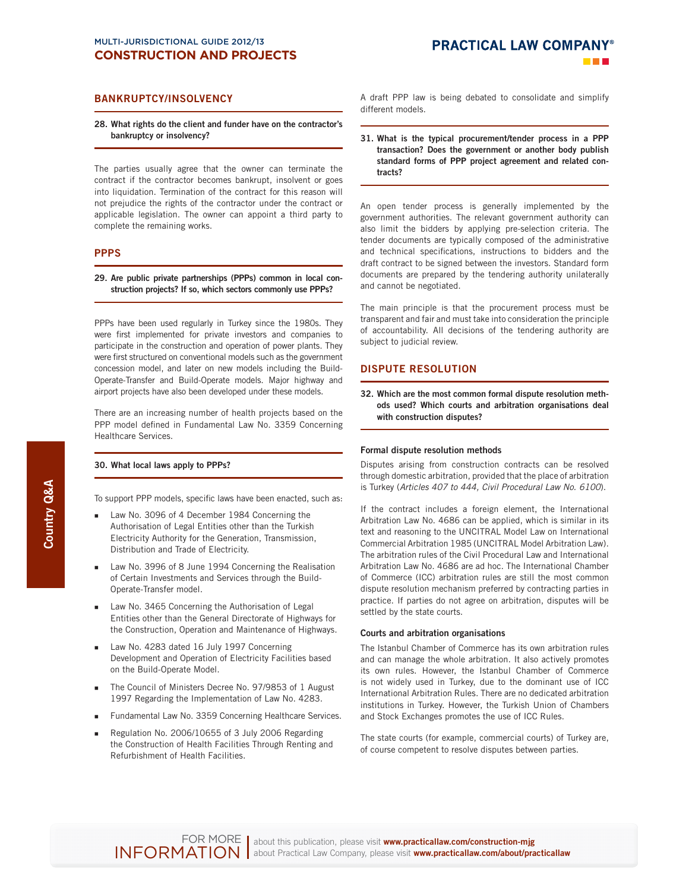## BANKRUPTCY/INSOLVENCY

**28. What rights do the client and funder have on the contractor's bankruptcy or insolvency?**

The parties usually agree that the owner can terminate the contract if the contractor becomes bankrupt, insolvent or goes into liquidation. Termination of the contract for this reason will not prejudice the rights of the contractor under the contract or applicable legislation. The owner can appoint a third party to complete the remaining works.

## PPPS

**29. Are public private partnerships (PPPs) common in local construction projects? If so, which sectors commonly use PPPs?**

PPPs have been used regularly in Turkey since the 1980s. They were first implemented for private investors and companies to participate in the construction and operation of power plants. They were first structured on conventional models such as the government concession model, and later on new models including the Build-Operate-Transfer and Build-Operate models. Major highway and airport projects have also been developed under these models.

There are an increasing number of health projects based on the PPP model defined in Fundamental Law No. 3359 Concerning Healthcare Services.

**30. What local laws apply to PPPs?**

To support PPP models, specific laws have been enacted, such as:

- Law No. 3096 of 4 December 1984 Concerning the Authorisation of Legal Entities other than the Turkish Electricity Authority for the Generation, Transmission, Distribution and Trade of Electricity.
- Law No. 3996 of 8 June 1994 Concerning the Realisation of Certain Investments and Services through the Build-Operate-Transfer model.
- Law No. 3465 Concerning the Authorisation of Legal Entities other than the General Directorate of Highways for the Construction, Operation and Maintenance of Highways.
- Law No. 4283 dated 16 July 1997 Concerning Development and Operation of Electricity Facilities based on the Build-Operate Model.
- The Council of Ministers Decree No. 97/9853 of 1 August 1997 Regarding the Implementation of Law No. 4283.
- Fundamental Law No. 3359 Concerning Healthcare Services.
- Regulation No. 2006/10655 of 3 July 2006 Regarding the Construction of Health Facilities Through Renting and Refurbishment of Health Facilities.

A draft PPP law is being debated to consolidate and simplify different models.

**31. What is the typical procurement/tender process in a PPP transaction? Does the government or another body publish standard forms of PPP project agreement and related contracts?**

An open tender process is generally implemented by the government authorities. The relevant government authority can also limit the bidders by applying pre-selection criteria. The tender documents are typically composed of the administrative and technical specifications, instructions to bidders and the draft contract to be signed between the investors. Standard form documents are prepared by the tendering authority unilaterally and cannot be negotiated.

The main principle is that the procurement process must be transparent and fair and must take into consideration the principle of accountability. All decisions of the tendering authority are subject to judicial review.

## DISPUTE RESOLUTION

**32. Which are the most common formal dispute resolution methods used? Which courts and arbitration organisations deal with construction disputes?**

### Formal dispute resolution methods

Disputes arising from construction contracts can be resolved through domestic arbitration, provided that the place of arbitration is Turkey (*Articles 407 to 444, Civil Procedural Law No. 6100*).

If the contract includes a foreign element, the International Arbitration Law No. 4686 can be applied, which is similar in its text and reasoning to the UNCITRAL Model Law on International Commercial Arbitration 1985 (UNCITRAL Model Arbitration Law). The arbitration rules of the Civil Procedural Law and International Arbitration Law No. 4686 are ad hoc. The International Chamber of Commerce (ICC) arbitration rules are still the most common dispute resolution mechanism preferred by contracting parties in practice. If parties do not agree on arbitration, disputes will be settled by the state courts.

### Courts and arbitration organisations

The Istanbul Chamber of Commerce has its own arbitration rules and can manage the whole arbitration. It also actively promotes its own rules. However, the Istanbul Chamber of Commerce is not widely used in Turkey, due to the dominant use of ICC International Arbitration Rules. There are no dedicated arbitration institutions in Turkey. However, the Turkish Union of Chambers and Stock Exchanges promotes the use of ICC Rules.

The state courts (for example, commercial courts) of Turkey are, of course competent to resolve disputes between parties.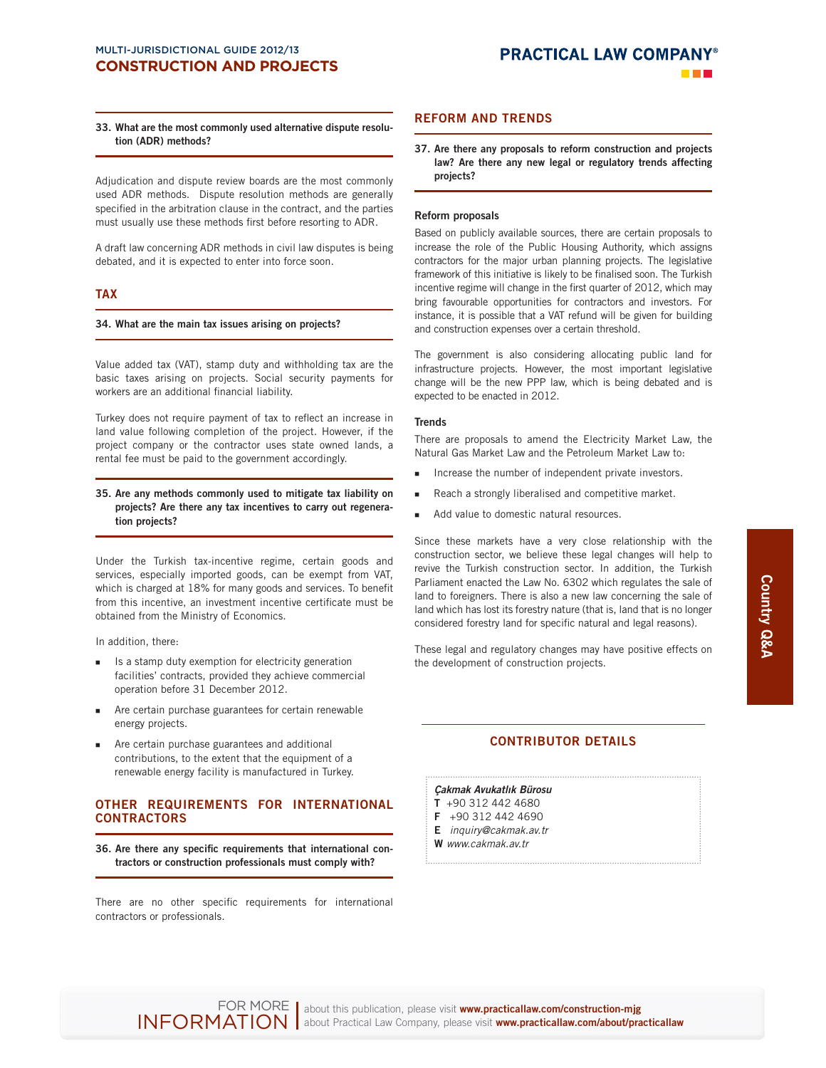**33. What are the most commonly used alternative dispute resolution (ADR) methods?**

Adjudication and dispute review boards are the most commonly used ADR methods. Dispute resolution methods are generally specified in the arbitration clause in the contract, and the parties must usually use these methods first before resorting to ADR.

A draft law concerning ADR methods in civil law disputes is being debated, and it is expected to enter into force soon.

## TAX

**34. What are the main tax issues arising on projects?**

Value added tax (VAT), stamp duty and withholding tax are the basic taxes arising on projects. Social security payments for workers are an additional financial liability.

Turkey does not require payment of tax to reflect an increase in land value following completion of the project. However, if the project company or the contractor uses state owned lands, a rental fee must be paid to the government accordingly.

**35. Are any methods commonly used to mitigate tax liability on projects? Are there any tax incentives to carry out regeneration projects?**

Under the Turkish tax-incentive regime, certain goods and services, especially imported goods, can be exempt from VAT, which is charged at 18% for many goods and services. To benefit from this incentive, an investment incentive certificate must be obtained from the Ministry of Economics.

In addition, there:

- Is a stamp duty exemption for electricity generation facilities' contracts, provided they achieve commercial operation before 31 December 2012.
- Are certain purchase guarantees for certain renewable energy projects.
- Are certain purchase guarantees and additional contributions, to the extent that the equipment of a renewable energy facility is manufactured in Turkey.

## OTHER REQUIREMENTS FOR INTERNATIONAL CONTRACTORS

**36. Are there any specific requirements that international contractors or construction professionals must comply with?**

There are no other specific requirements for international contractors or professionals.

## REFORM AND TRENDS

**37. Are there any proposals to reform construction and projects law? Are there any new legal or regulatory trends affecting projects?**

**Reform proposals**

Based on publicly available sources, there are certain proposals to increase the role of the Public Housing Authority, which assigns contractors for the major urban planning projects. The legislative framework of this initiative is likely to be finalised soon. The Turkish incentive regime will change in the first quarter of 2012, which may bring favourable opportunities for contractors and investors. For instance, it is possible that a VAT refund will be given for building and construction expenses over a certain threshold.

The government is also considering allocating public land for infrastructure projects. However, the most important legislative change will be the new PPP law, which is being debated and is expected to be enacted in 2012.

**Trends**

There are proposals to amend the Electricity Market Law, the Natural Gas Market Law and the Petroleum Market Law to:

- Increase the number of independent private investors.
- Reach a strongly liberalised and competitive market.
- Add value to domestic natural resources.

Since these markets have a very close relationship with the construction sector, we believe these legal changes will help to revive the Turkish construction sector. In addition, the Turkish Parliament enacted the Law No. 6302 which regulates the sale of land to foreigners. There is also a new law concerning the sale of land which has lost its forestry nature (that is, land that is no longer considered forestry land for specific natural and legal reasons).

These legal and regulatory changes may have positive effects on the development of construction projects.

## CONTRIBUTOR DETAILS

***Çakmak Avukatlık Bürosu***
**T** +90 312 442 4680
**F** +90 312 442 4690
**E** *inquiry@cakmak.av.tr*
**W** *www.cakmak.av.tr*